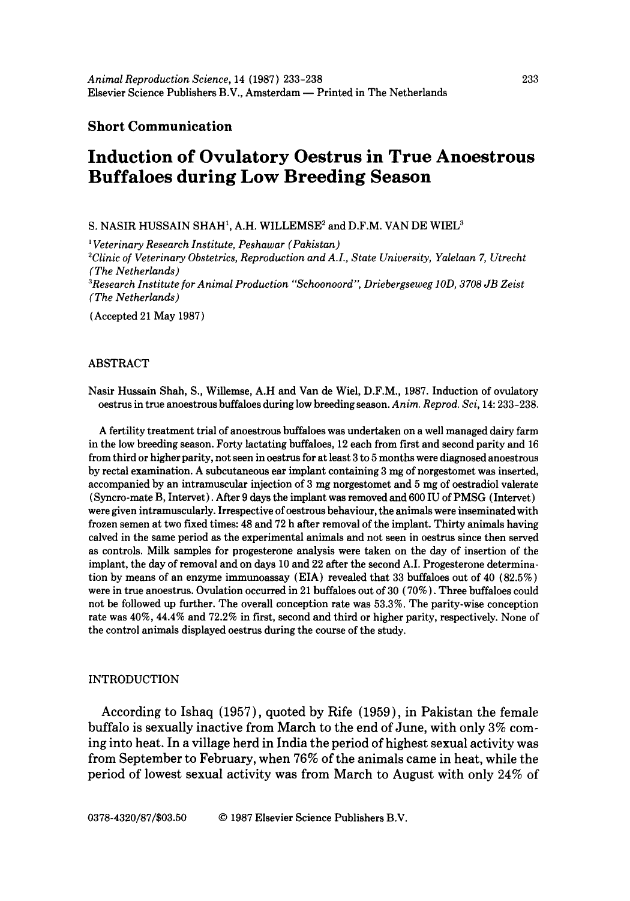**Short Communication**

# Induction of Ovulatory Oestrus in True Anoestrous Buffaloes during Low Breeding Season

S. NASIR HUSSAIN SHAH[1], A.H. WILLEMSE[2] and D.F.M. VAN DE WIEL[3]

[1]*Veterinary Research Institute, Peshawar (Pakistan)*
[2]*Clinic of Veterinary Obstetrics, Reproduction and A.I., State University, Yalelaan 7, Utrecht (The Netherlands)*
[3]*Research Institute for Animal Production "Schoonoord", Driebergseweg 10D, 3708 JB Zeist (The Netherlands)*

(Accepted 21 May 1987)

## ABSTRACT

Nasir Hussain Shah, S., Willemse, A.H and Van de Wiel, D.F.M., 1987. Induction of ovulatory oestrus in true anoestrous buffaloes during low breeding season. *Anim. Reprod. Sci*, 14: 233-238.

A fertility treatment trial of anoestrous buffaloes was undertaken on a well managed dairy farm in the low breeding season. Forty lactating buffaloes, 12 each from first and second parity and 16 from third or higher parity, not seen in oestrus for at least 3 to 5 months were diagnosed anoestrous by rectal examination. A subcutaneous ear implant containing 3 mg of norgestomet was inserted, accompanied by an intramuscular injection of 3 mg norgestomet and 5 mg of oestradiol valerate (Syncro-mate B, Intervet). After 9 days the implant was removed and 600 IU of PMSG (Intervet) were given intramuscularly. Irrespective of oestrous behaviour, the animals were inseminated with frozen semen at two fixed times: 48 and 72 h after removal of the implant. Thirty animals having calved in the same period as the experimental animals and not seen in oestrus since then served as controls. Milk samples for progesterone analysis were taken on the day of insertion of the implant, the day of removal and on days 10 and 22 after the second A.I. Progesterone determination by means of an enzyme immunoassay (EIA) revealed that 33 buffaloes out of 40 (82.5%) were in true anoestrus. Ovulation occurred in 21 buffaloes out of 30 (70%). Three buffaloes could not be followed up further. The overall conception rate was 53.3%. The parity-wise conception rate was 40%, 44.4% and 72.2% in first, second and third or higher parity, respectively. None of the control animals displayed oestrus during the course of the study.

## INTRODUCTION

According to Ishaq (1957), quoted by Rife (1959), in Pakistan the female buffalo is sexually inactive from March to the end of June, with only 3% coming into heat. In a village herd in India the period of highest sexual activity was from September to February, when 76% of the animals came in heat, while the period of lowest sexual activity was from March to August with only 24% of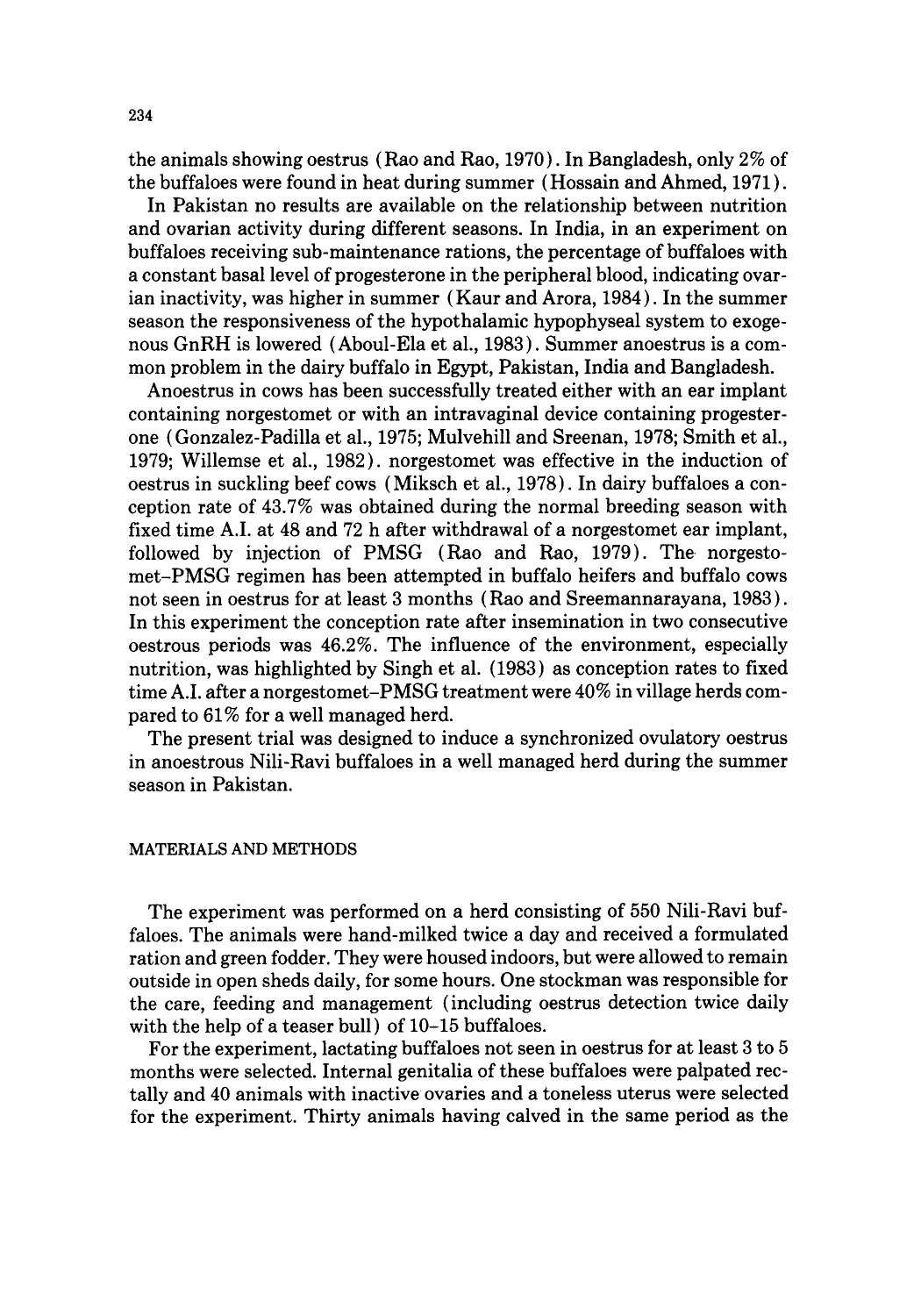the animals showing oestrus (Rao and Rao, 1970). In Bangladesh, only 2% of the buffaloes were found in heat during summer (Hossain and Ahmed, 1971).

In Pakistan no results are available on the relationship between nutrition and ovarian activity during different seasons. In India, in an experiment on buffaloes receiving sub-maintenance rations, the percentage of buffaloes with a constant basal level of progesterone in the peripheral blood, indicating ovarian inactivity, was higher in summer (Kaur and Arora, 1984). In the summer season the responsiveness of the hypothalamic hypophyseal system to exogenous GnRH is lowered (Aboul-Ela et al., 1983). Summer anoestrus is a common problem in the dairy buffalo in Egypt, Pakistan, India and Bangladesh.

Anoestrus in cows has been successfully treated either with an ear implant containing norgestomet or with an intravaginal device containing progesterone (Gonzalez-Padilla et al., 1975; Mulvehill and Sreenan, 1978; Smith et al., 1979; Willemse et al., 1982). norgestomet was effective in the induction of oestrus in suckling beef cows (Miksch et al., 1978). In dairy buffaloes a conception rate of 43.7% was obtained during the normal breeding season with fixed time A.I. at 48 and 72 h after withdrawal of a norgestomet ear implant, followed by injection of PMSG (Rao and Rao, 1979). The norgestomet–PMSG regimen has been attempted in buffalo heifers and buffalo cows not seen in oestrus for at least 3 months (Rao and Sreemannarayana, 1983). In this experiment the conception rate after insemination in two consecutive oestrous periods was 46.2%. The influence of the environment, especially nutrition, was highlighted by Singh et al. (1983) as conception rates to fixed time A.I. after a norgestomet–PMSG treatment were 40% in village herds compared to 61% for a well managed herd.

The present trial was designed to induce a synchronized ovulatory oestrus in anoestrous Nili-Ravi buffaloes in a well managed herd during the summer season in Pakistan.

## MATERIALS AND METHODS

The experiment was performed on a herd consisting of 550 Nili-Ravi buffaloes. The animals were hand-milked twice a day and received a formulated ration and green fodder. They were housed indoors, but were allowed to remain outside in open sheds daily, for some hours. One stockman was responsible for the care, feeding and management (including oestrus detection twice daily with the help of a teaser bull) of 10–15 buffaloes.

For the experiment, lactating buffaloes not seen in oestrus for at least 3 to 5 months were selected. Internal genitalia of these buffaloes were palpated rectally and 40 animals with inactive ovaries and a toneless uterus were selected for the experiment. Thirty animals having calved in the same period as the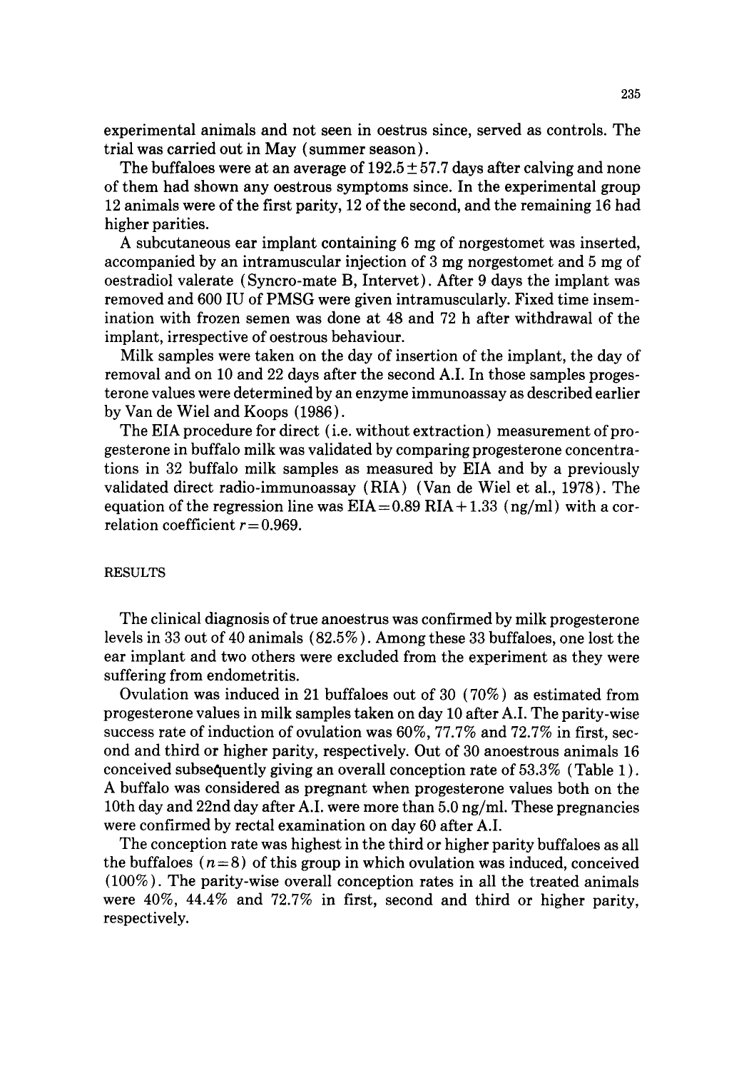experimental animals and not seen in oestrus since, served as controls. The trial was carried out in May (summer season).

The buffaloes were at an average of $192.5 \pm 57.7$ days after calving and none of them had shown any oestrous symptoms since. In the experimental group 12 animals were of the first parity, 12 of the second, and the remaining 16 had higher parities.

A subcutaneous ear implant containing 6 mg of norgestomet was inserted, accompanied by an intramuscular injection of 3 mg norgestomet and 5 mg of oestradiol valerate (Syncro-mate B, Intervet). After 9 days the implant was removed and 600 IU of PMSG were given intramuscularly. Fixed time insemination with frozen semen was done at 48 and 72 h after withdrawal of the implant, irrespective of oestrous behaviour.

Milk samples were taken on the day of insertion of the implant, the day of removal and on 10 and 22 days after the second A.I. In those samples progesterone values were determined by an enzyme immunoassay as described earlier by Van de Wiel and Koops (1986).

The EIA procedure for direct (i.e. without extraction) measurement of progesterone in buffalo milk was validated by comparing progesterone concentrations in 32 buffalo milk samples as measured by EIA and by a previously validated direct radio-immunoassay (RIA) (Van de Wiel et al., 1978). The equation of the regression line was $\text{EIA} = 0.89\ \text{RIA} + 1.33$ (ng/ml) with a correlation coefficient $r = 0.969$.

## RESULTS

The clinical diagnosis of true anoestrus was confirmed by milk progesterone levels in 33 out of 40 animals (82.5%). Among these 33 buffaloes, one lost the ear implant and two others were excluded from the experiment as they were suffering from endometritis.

Ovulation was induced in 21 buffaloes out of 30 (70%) as estimated from progesterone values in milk samples taken on day 10 after A.I. The parity-wise success rate of induction of ovulation was 60%, 77.7% and 72.7% in first, second and third or higher parity, respectively. Out of 30 anoestrous animals 16 conceived subsequently giving an overall conception rate of 53.3% (Table 1). A buffalo was considered as pregnant when progesterone values both on the 10th day and 22nd day after A.I. were more than 5.0 ng/ml. These pregnancies were confirmed by rectal examination on day 60 after A.I.

The conception rate was highest in the third or higher parity buffaloes as all the buffaloes ($n = 8$) of this group in which ovulation was induced, conceived (100%). The parity-wise overall conception rates in all the treated animals were 40%, 44.4% and 72.7% in first, second and third or higher parity, respectively.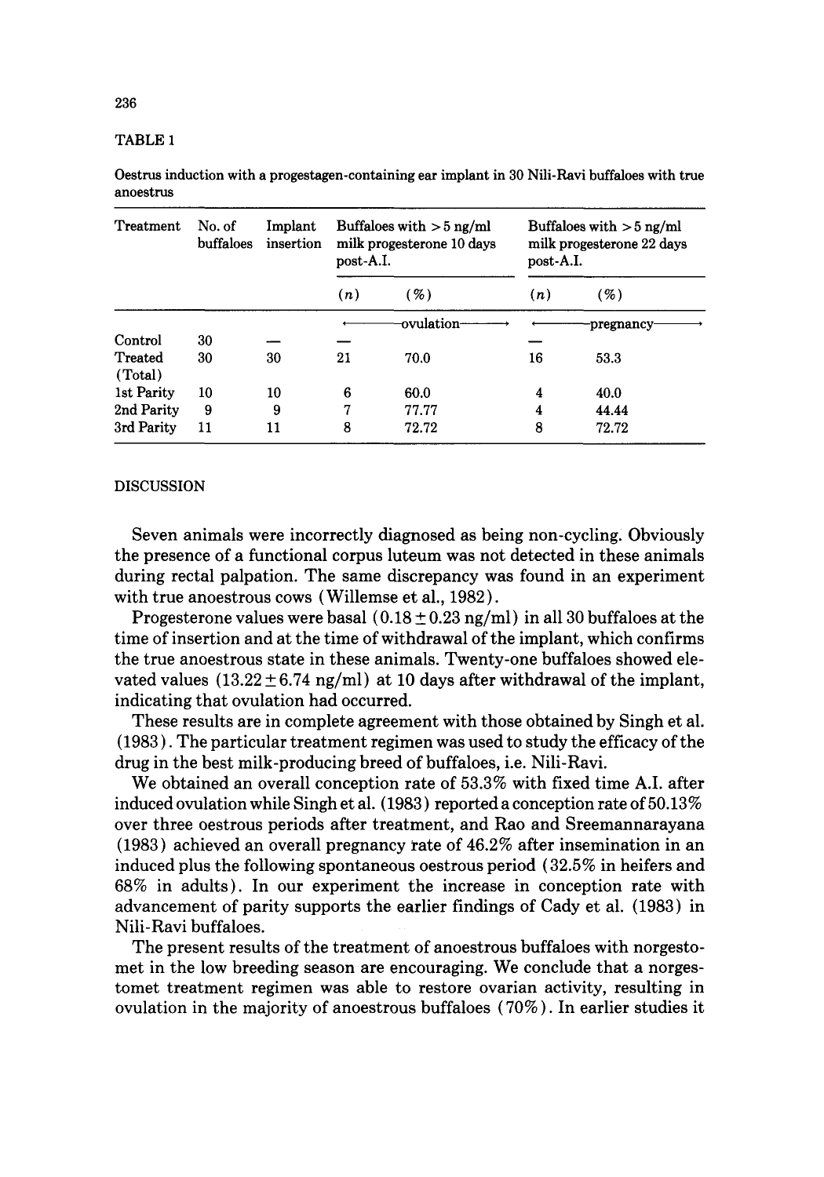TABLE 1

Oestrus induction with a progestagen-containing ear implant in 30 Nili-Ravi buffaloes with true anoestrus

| Treatment | No. of buffaloes | Implant insertion | Buffaloes with > 5 ng/ml milk progesterone 10 days post-A.I. | | Buffaloes with > 5 ng/ml milk progesterone 22 days post-A.I. | |
|---|---|---|---|---|---|---|
| | | | (n) | (%) | (n) | (%) |
| | | | ←——ovulation——→ | | ←——pregnancy——→ | |
| Control | 30 | — | — | | — | |
| Treated (Total) | 30 | 30 | 21 | 70.0 | 16 | 53.3 |
| 1st Parity | 10 | 10 | 6 | 60.0 | 4 | 40.0 |
| 2nd Parity | 9 | 9 | 7 | 77.77 | 4 | 44.44 |
| 3rd Parity | 11 | 11 | 8 | 72.72 | 8 | 72.72 |

## DISCUSSION

Seven animals were incorrectly diagnosed as being non-cycling. Obviously the presence of a functional corpus luteum was not detected in these animals during rectal palpation. The same discrepancy was found in an experiment with true anoestrous cows (Willemse et al., 1982).

Progesterone values were basal ($0.18 \pm 0.23$ ng/ml) in all 30 buffaloes at the time of insertion and at the time of withdrawal of the implant, which confirms the true anoestrous state in these animals. Twenty-one buffaloes showed elevated values ($13.22 \pm 6.74$ ng/ml) at 10 days after withdrawal of the implant, indicating that ovulation had occurred.

These results are in complete agreement with those obtained by Singh et al. (1983). The particular treatment regimen was used to study the efficacy of the drug in the best milk-producing breed of buffaloes, i.e. Nili-Ravi.

We obtained an overall conception rate of 53.3% with fixed time A.I. after induced ovulation while Singh et al. (1983) reported a conception rate of 50.13% over three oestrous periods after treatment, and Rao and Sreemannarayana (1983) achieved an overall pregnancy rate of 46.2% after insemination in an induced plus the following spontaneous oestrous period (32.5% in heifers and 68% in adults). In our experiment the increase in conception rate with advancement of parity supports the earlier findings of Cady et al. (1983) in Nili-Ravi buffaloes.

The present results of the treatment of anoestrous buffaloes with norgestomet in the low breeding season are encouraging. We conclude that a norgestomet treatment regimen was able to restore ovarian activity, resulting in ovulation in the majority of anoestrous buffaloes (70%). In earlier studies it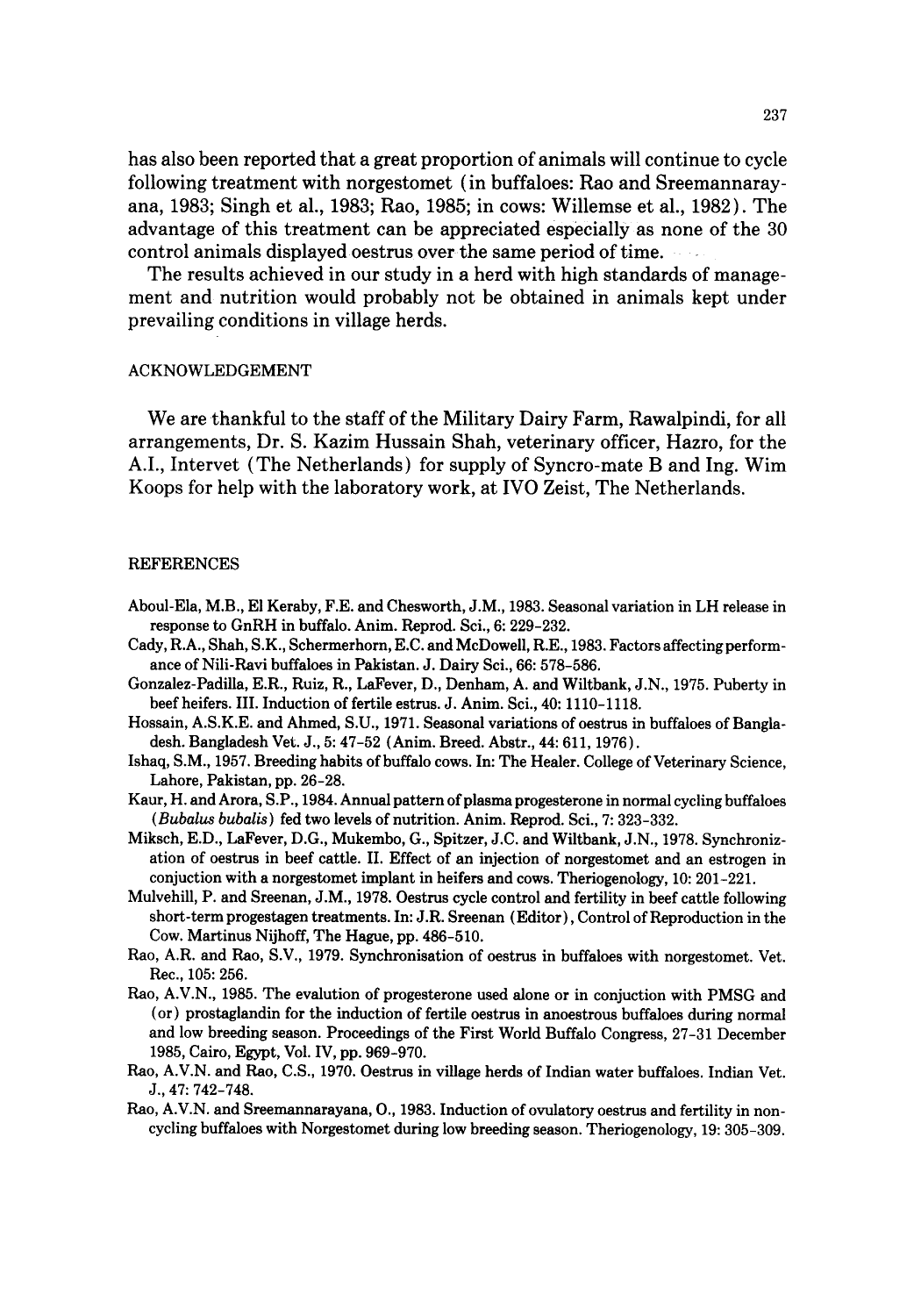has also been reported that a great proportion of animals will continue to cycle following treatment with norgestomet (in buffaloes: Rao and Sreemannarayana, 1983; Singh et al., 1983; Rao, 1985; in cows: Willemse et al., 1982). The advantage of this treatment can be appreciated especially as none of the 30 control animals displayed oestrus over the same period of time.

The results achieved in our study in a herd with high standards of management and nutrition would probably not be obtained in animals kept under prevailing conditions in village herds.

## ACKNOWLEDGEMENT

We are thankful to the staff of the Military Dairy Farm, Rawalpindi, for all arrangements, Dr. S. Kazim Hussain Shah, veterinary officer, Hazro, for the A.I., Intervet (The Netherlands) for supply of Syncro-mate B and Ing. Wim Koops for help with the laboratory work, at IVO Zeist, The Netherlands.

## REFERENCES

Aboul-Ela, M.B., El Keraby, F.E. and Chesworth, J.M., 1983. Seasonal variation in LH release in response to GnRH in buffalo. Anim. Reprod. Sci., 6: 229–232.

Cady, R.A., Shah, S.K., Schermerhorn, E.C. and McDowell, R.E., 1983. Factors affecting performance of Nili-Ravi buffaloes in Pakistan. J. Dairy Sci., 66: 578–586.

Gonzalez-Padilla, E.R., Ruiz, R., LaFever, D., Denham, A. and Wiltbank, J.N., 1975. Puberty in beef heifers. III. Induction of fertile estrus. J. Anim. Sci., 40: 1110–1118.

Hossain, A.S.K.E. and Ahmed, S.U., 1971. Seasonal variations of oestrus in buffaloes of Bangladesh. Bangladesh Vet. J., 5: 47–52 (Anim. Breed. Abstr., 44: 611, 1976).

Ishaq, S.M., 1957. Breeding habits of buffalo cows. In: The Healer. College of Veterinary Science, Lahore, Pakistan, pp. 26–28.

Kaur, H. and Arora, S.P., 1984. Annual pattern of plasma progesterone in normal cycling buffaloes (*Bubalus bubalis*) fed two levels of nutrition. Anim. Reprod. Sci., 7: 323–332.

Miksch, E.D., LaFever, D.G., Mukembo, G., Spitzer, J.C. and Wiltbank, J.N., 1978. Synchronization of oestrus in beef cattle. II. Effect of an injection of norgestomet and an estrogen in conjuction with a norgestomet implant in heifers and cows. Theriogenology, 10: 201–221.

Mulvehill, P. and Sreenan, J.M., 1978. Oestrus cycle control and fertility in beef cattle following short-term progestagen treatments. In: J.R. Sreenan (Editor), Control of Reproduction in the Cow. Martinus Nijhoff, The Hague, pp. 486–510.

Rao, A.R. and Rao, S.V., 1979. Synchronisation of oestrus in buffaloes with norgestomet. Vet. Rec., 105: 256.

Rao, A.V.N., 1985. The evalution of progesterone used alone or in conjuction with PMSG and (or) prostaglandin for the induction of fertile oestrus in anoestrous buffaloes during normal and low breeding season. Proceedings of the First World Buffalo Congress, 27–31 December 1985, Cairo, Egypt, Vol. IV, pp. 969–970.

Rao, A.V.N. and Rao, C.S., 1970. Oestrus in village herds of Indian water buffaloes. Indian Vet. J., 47: 742–748.

Rao, A.V.N. and Sreemannarayana, O., 1983. Induction of ovulatory oestrus and fertility in non-cycling buffaloes with Norgestomet during low breeding season. Theriogenology, 19: 305–309.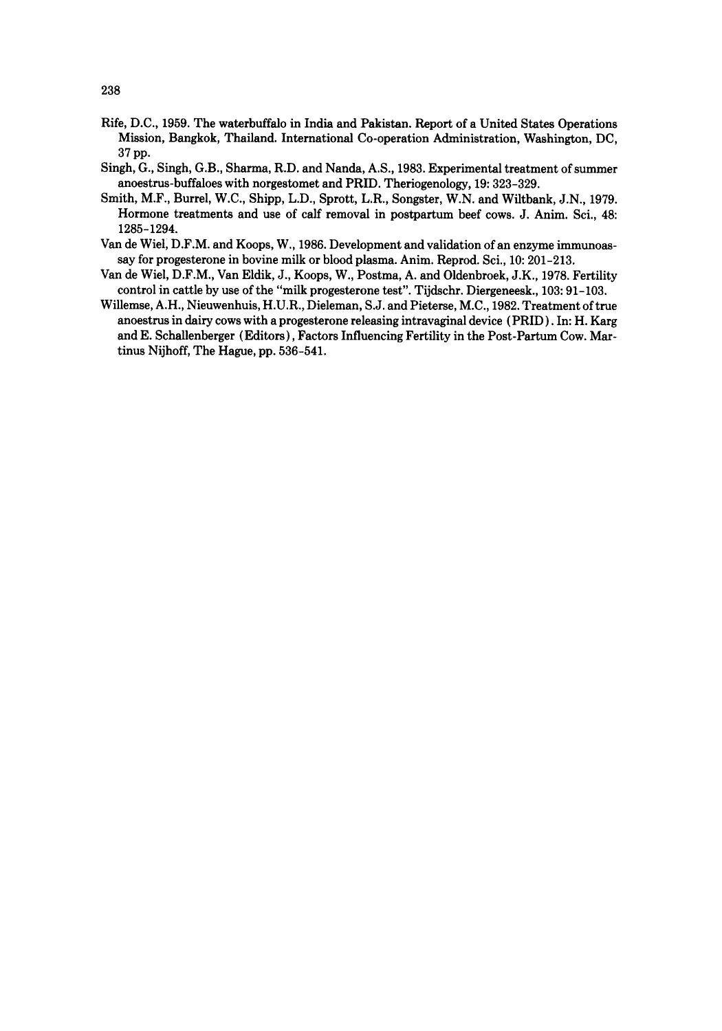Rife, D.C., 1959. The waterbuffalo in India and Pakistan. Report of a United States Operations Mission, Bangkok, Thailand. International Co-operation Administration, Washington, DC, 37 pp.

Singh, G., Singh, G.B., Sharma, R.D. and Nanda, A.S., 1983. Experimental treatment of summer anoestrus-buffaloes with norgestomet and PRID. Theriogenology, 19: 323–329.

Smith, M.F., Burrel, W.C., Shipp, L.D., Sprott, L.R., Songster, W.N. and Wiltbank, J.N., 1979. Hormone treatments and use of calf removal in postpartum beef cows. J. Anim. Sci., 48: 1285–1294.

Van de Wiel, D.F.M. and Koops, W., 1986. Development and validation of an enzyme immunoassay for progesterone in bovine milk or blood plasma. Anim. Reprod. Sci., 10: 201–213.

Van de Wiel, D.F.M., Van Eldik, J., Koops, W., Postma, A. and Oldenbroek, J.K., 1978. Fertility control in cattle by use of the "milk progesterone test". Tijdschr. Diergeneesk., 103: 91–103.

Willemse, A.H., Nieuwenhuis, H.U.R., Dieleman, S.J. and Pieterse, M.C., 1982. Treatment of true anoestrus in dairy cows with a progesterone releasing intravaginal device (PRID). In: H. Karg and E. Schallenberger (Editors), Factors Influencing Fertility in the Post-Partum Cow. Martinus Nijhoff, The Hague, pp. 536–541.